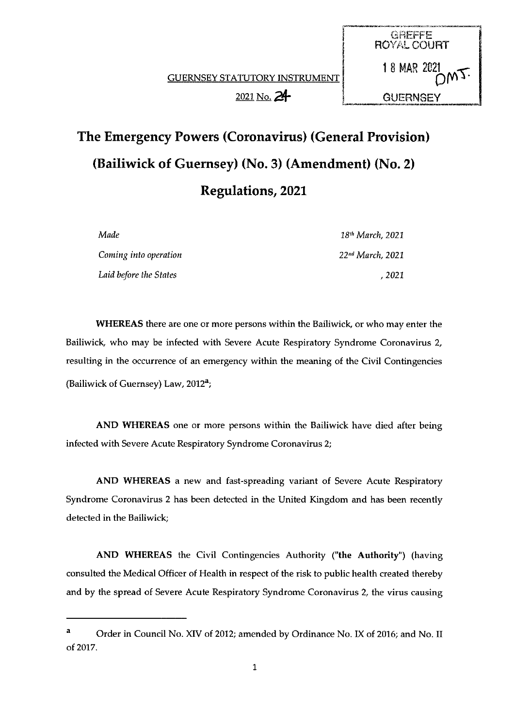GREFFE
ROYAL COURT
18 MAR 2021
GUERNSEY

GUERNSEY STATUTORY INSTRUMENT

2021 No. 24

# The Emergency Powers (Coronavirus) (General Provision) (Bailiwick of Guernsey) (No. 3) (Amendment) (No. 2) Regulations, 2021

| | |
|---|---|
| *Made* | *18th March, 2021* |
| *Coming into operation* | *22nd March, 2021* |
| *Laid before the States* | *, 2021* |

**WHEREAS** there are one or more persons within the Bailiwick, or who may enter the Bailiwick, who may be infected with Severe Acute Respiratory Syndrome Coronavirus 2, resulting in the occurrence of an emergency within the meaning of the Civil Contingencies (Bailiwick of Guernsey) Law, 2012[a];

**AND WHEREAS** one or more persons within the Bailiwick have died after being infected with Severe Acute Respiratory Syndrome Coronavirus 2;

**AND WHEREAS** a new and fast-spreading variant of Severe Acute Respiratory Syndrome Coronavirus 2 has been detected in the United Kingdom and has been recently detected in the Bailiwick;

**AND WHEREAS** the Civil Contingencies Authority (**"the Authority"**) (having consulted the Medical Officer of Health in respect of the risk to public health created thereby and by the spread of Severe Acute Respiratory Syndrome Coronavirus 2, the virus causing

---

[a] Order in Council No. XIV of 2012; amended by Ordinance No. IX of 2016; and No. II of 2017.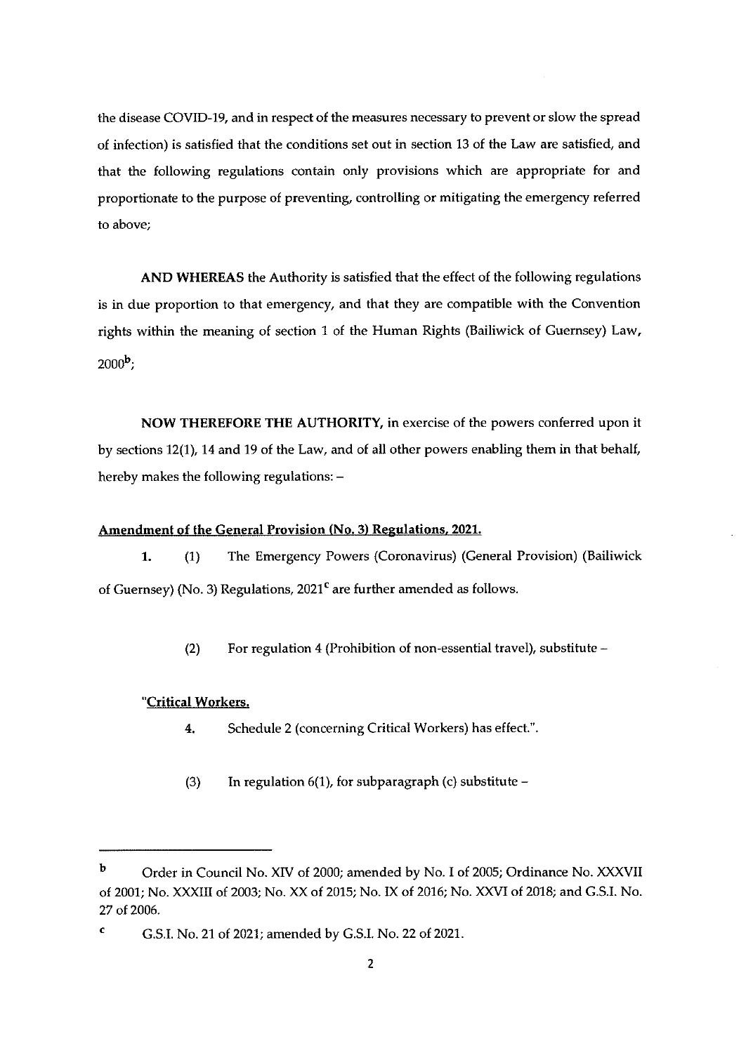the disease COVID-19, and in respect of the measures necessary to prevent or slow the spread of infection) is satisfied that the conditions set out in section 13 of the Law are satisfied, and that the following regulations contain only provisions which are appropriate for and proportionate to the purpose of preventing, controlling or mitigating the emergency referred to above;

**AND WHEREAS** the Authority is satisfied that the effect of the following regulations is in due proportion to that emergency, and that they are compatible with the Convention rights within the meaning of section 1 of the Human Rights (Bailiwick of Guernsey) Law, 2000[b];

**NOW THEREFORE THE AUTHORITY,** in exercise of the powers conferred upon it by sections 12(1), 14 and 19 of the Law, and of all other powers enabling them in that behalf, hereby makes the following regulations: –

**Amendment of the General Provision (No. 3) Regulations, 2021.**

**1.** (1) The Emergency Powers (Coronavirus) (General Provision) (Bailiwick of Guernsey) (No. 3) Regulations, 2021[c] are further amended as follows.

(2) For regulation 4 (Prohibition of non-essential travel), substitute –

"**Critical Workers.**

**4.** Schedule 2 (concerning Critical Workers) has effect.".

(3) In regulation 6(1), for subparagraph (c) substitute –

---

[b] Order in Council No. XIV of 2000; amended by No. I of 2005; Ordinance No. XXXVII of 2001; No. XXXIII of 2003; No. XX of 2015; No. IX of 2016; No. XXVI of 2018; and G.S.I. No. 27 of 2006.

[c] G.S.I. No. 21 of 2021; amended by G.S.I. No. 22 of 2021.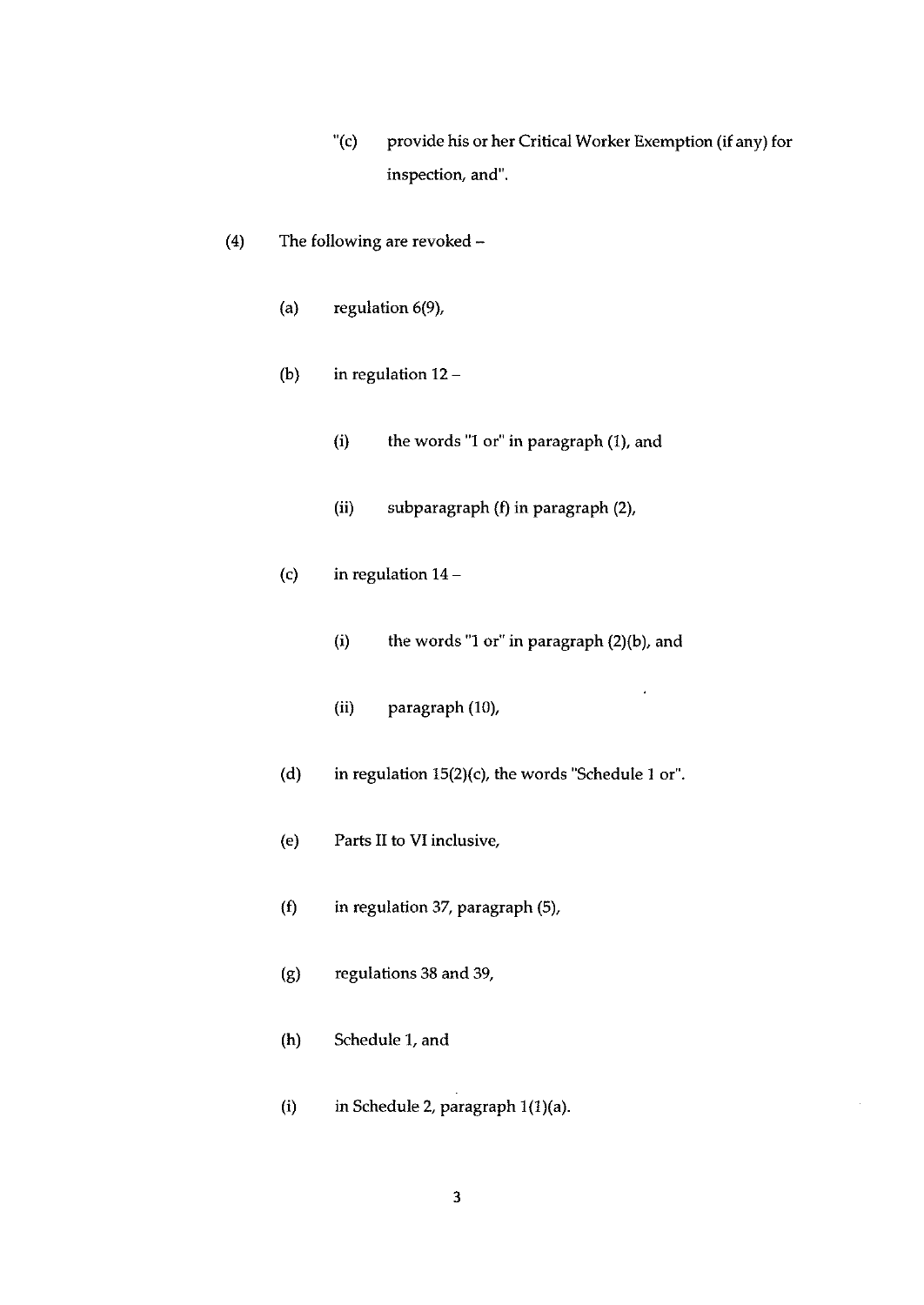"(c) provide his or her Critical Worker Exemption (if any) for inspection, and".

(4) The following are revoked –

(a) regulation 6(9),

(b) in regulation 12 –

(i) the words "1 or" in paragraph (1), and

(ii) subparagraph (f) in paragraph (2),

(c) in regulation 14 –

(i) the words "1 or" in paragraph (2)(b), and

(ii) paragraph (10),

(d) in regulation 15(2)(c), the words "Schedule 1 or".

(e) Parts II to VI inclusive,

(f) in regulation 37, paragraph (5),

(g) regulations 38 and 39,

(h) Schedule 1, and

(i) in Schedule 2, paragraph 1(1)(a).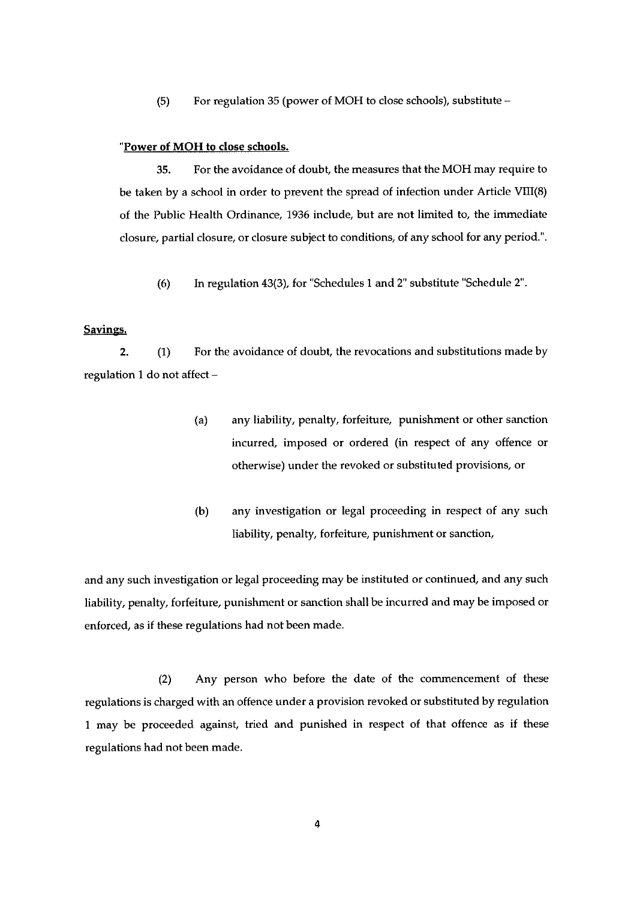(5) For regulation 35 (power of MOH to close schools), substitute –

"**Power of MOH to close schools.**

35. For the avoidance of doubt, the measures that the MOH may require to be taken by a school in order to prevent the spread of infection under Article VIII(8) of the Public Health Ordinance, 1936 include, but are not limited to, the immediate closure, partial closure, or closure subject to conditions, of any school for any period.".

(6) In regulation 43(3), for "Schedules 1 and 2" substitute "Schedule 2".

**Savings.**

2. (1) For the avoidance of doubt, the revocations and substitutions made by regulation 1 do not affect –

(a) any liability, penalty, forfeiture, punishment or other sanction incurred, imposed or ordered (in respect of any offence or otherwise) under the revoked or substituted provisions, or

(b) any investigation or legal proceeding in respect of any such liability, penalty, forfeiture, punishment or sanction,

and any such investigation or legal proceeding may be instituted or continued, and any such liability, penalty, forfeiture, punishment or sanction shall be incurred and may be imposed or enforced, as if these regulations had not been made.

(2) Any person who before the date of the commencement of these regulations is charged with an offence under a provision revoked or substituted by regulation 1 may be proceeded against, tried and punished in respect of that offence as if these regulations had not been made.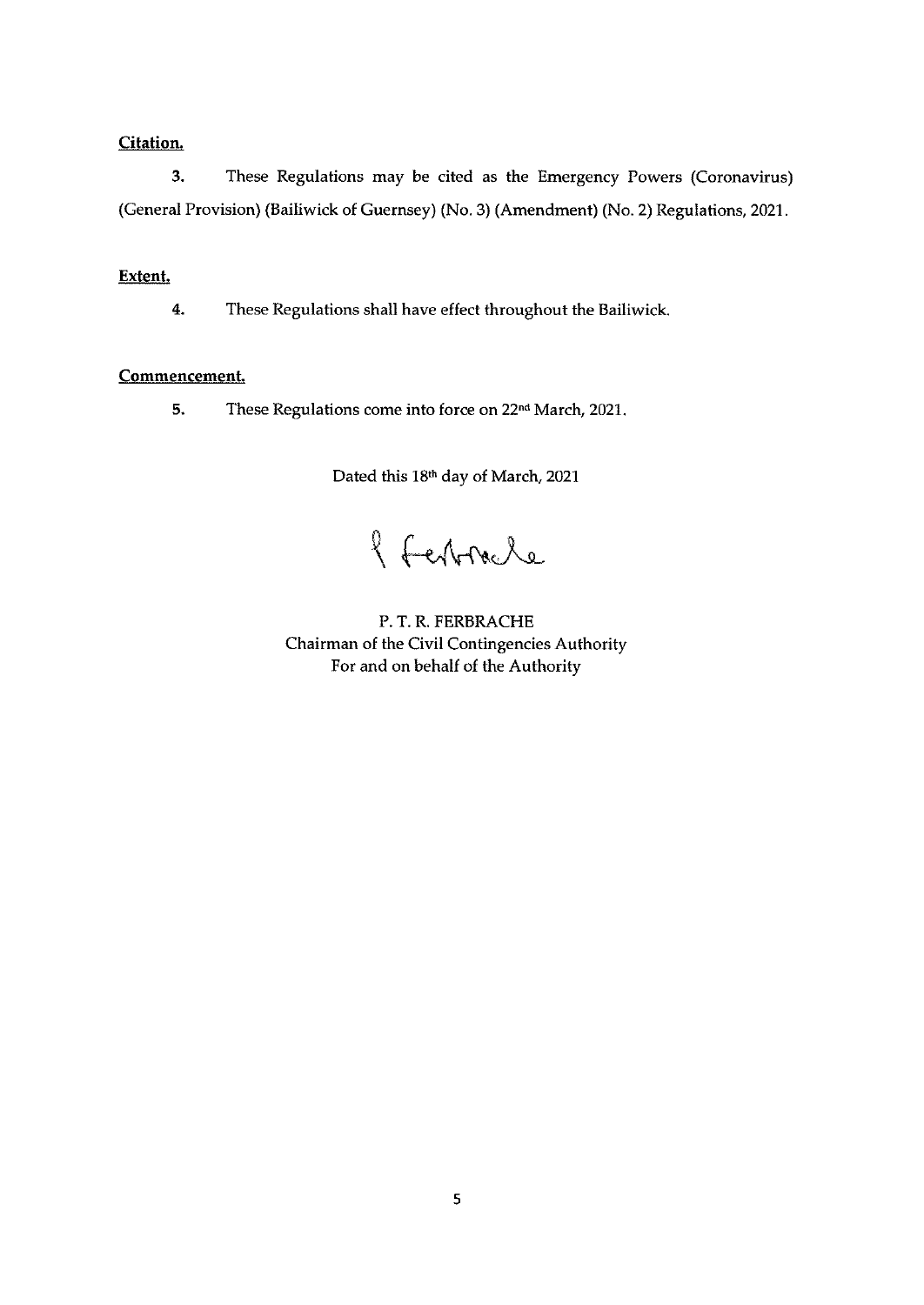**Citation.**

**3.** These Regulations may be cited as the Emergency Powers (Coronavirus) (General Provision) (Bailiwick of Guernsey) (No. 3) (Amendment) (No. 2) Regulations, 2021.

**Extent.**

**4.** These Regulations shall have effect throughout the Bailiwick.

**Commencement.**

**5.** These Regulations come into force on 22nd March, 2021.

Dated this 18th day of March, 2021

P. T. R. FERBRACHE
Chairman of the Civil Contingencies Authority
For and on behalf of the Authority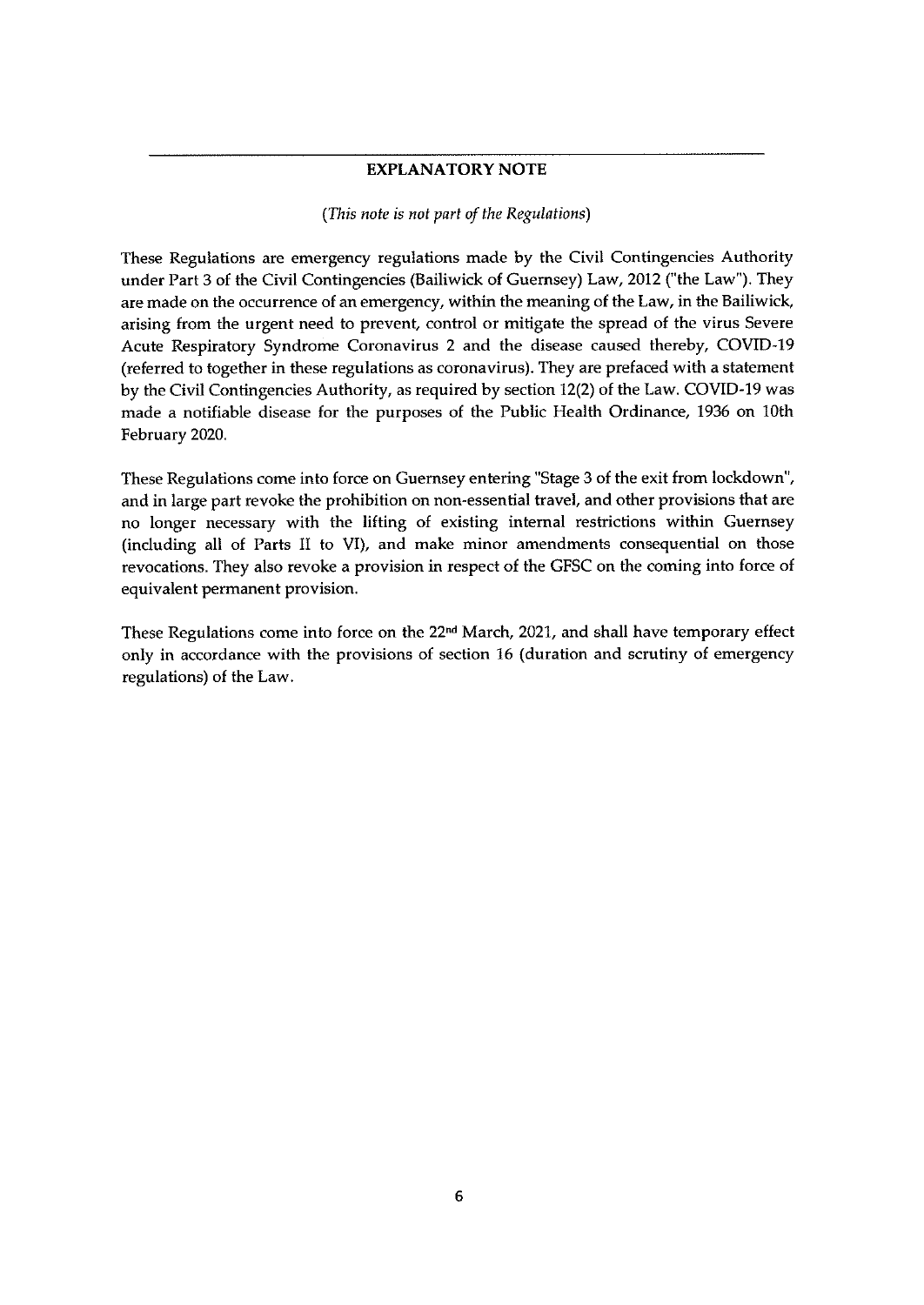## EXPLANATORY NOTE

*(This note is not part of the Regulations)*

These Regulations are emergency regulations made by the Civil Contingencies Authority under Part 3 of the Civil Contingencies (Bailiwick of Guernsey) Law, 2012 ("the Law"). They are made on the occurrence of an emergency, within the meaning of the Law, in the Bailiwick, arising from the urgent need to prevent, control or mitigate the spread of the virus Severe Acute Respiratory Syndrome Coronavirus 2 and the disease caused thereby, COVID-19 (referred to together in these regulations as coronavirus). They are prefaced with a statement by the Civil Contingencies Authority, as required by section 12(2) of the Law. COVID-19 was made a notifiable disease for the purposes of the Public Health Ordinance, 1936 on 10th February 2020.

These Regulations come into force on Guernsey entering "Stage 3 of the exit from lockdown", and in large part revoke the prohibition on non-essential travel, and other provisions that are no longer necessary with the lifting of existing internal restrictions within Guernsey (including all of Parts II to VI), and make minor amendments consequential on those revocations. They also revoke a provision in respect of the GFSC on the coming into force of equivalent permanent provision.

These Regulations come into force on the 22nd March, 2021, and shall have temporary effect only in accordance with the provisions of section 16 (duration and scrutiny of emergency regulations) of the Law.